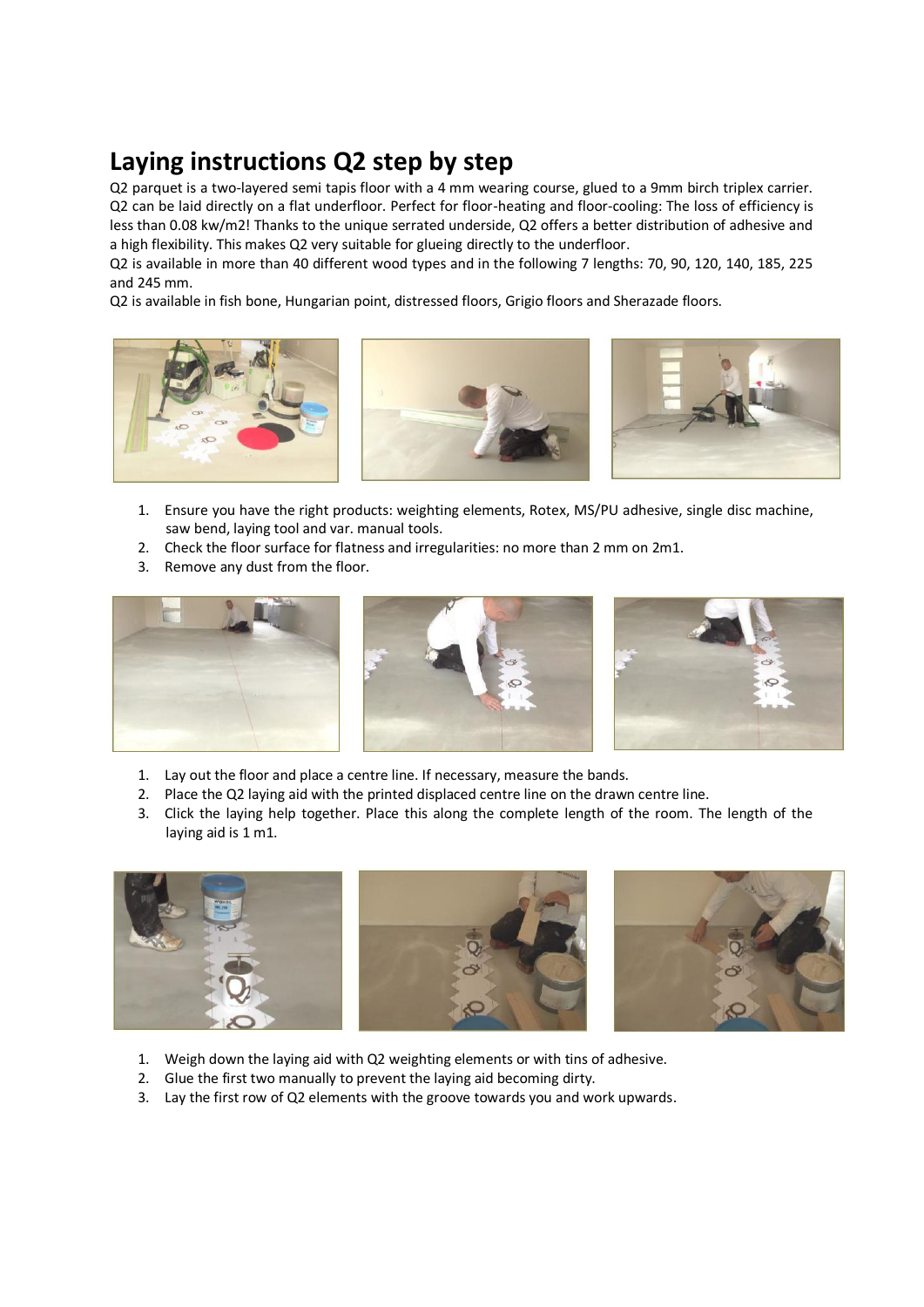# Laying instructions Q2 step by step

Q2 parquet is a two-layered semi tapis floor with a 4 mm wearing course, glued to a 9mm birch triplex carrier. Q2 can be laid directly on a flat underfloor. Perfect for floor-heating and floor-cooling: The loss of efficiency is less than 0.08 kw/m2! Thanks to the unique serrated underside, Q2 offers a better distribution of adhesive and a high flexibility. This makes Q2 very suitable for glueing directly to the underfloor.

Q2 is available in more than 40 different wood types and in the following 7 lengths: 70, 90, 120, 140, 185, 225 and 245 mm.

Q2 is available in fish bone, Hungarian point, distressed floors, Grigio floors and Sherazade floors.

1. Ensure you have the right products: weighting elements, Rotex, MS/PU adhesive, single disc machine, saw bend, laying tool and var. manual tools.
2. Check the floor surface for flatness and irregularities: no more than 2 mm on 2m1.
3. Remove any dust from the floor.

1. Lay out the floor and place a centre line. If necessary, measure the bands.
2. Place the Q2 laying aid with the printed displaced centre line on the drawn centre line.
3. Click the laying help together. Place this along the complete length of the room. The length of the laying aid is 1 m1.

1. Weigh down the laying aid with Q2 weighting elements or with tins of adhesive.
2. Glue the first two manually to prevent the laying aid becoming dirty.
3. Lay the first row of Q2 elements with the groove towards you and work upwards.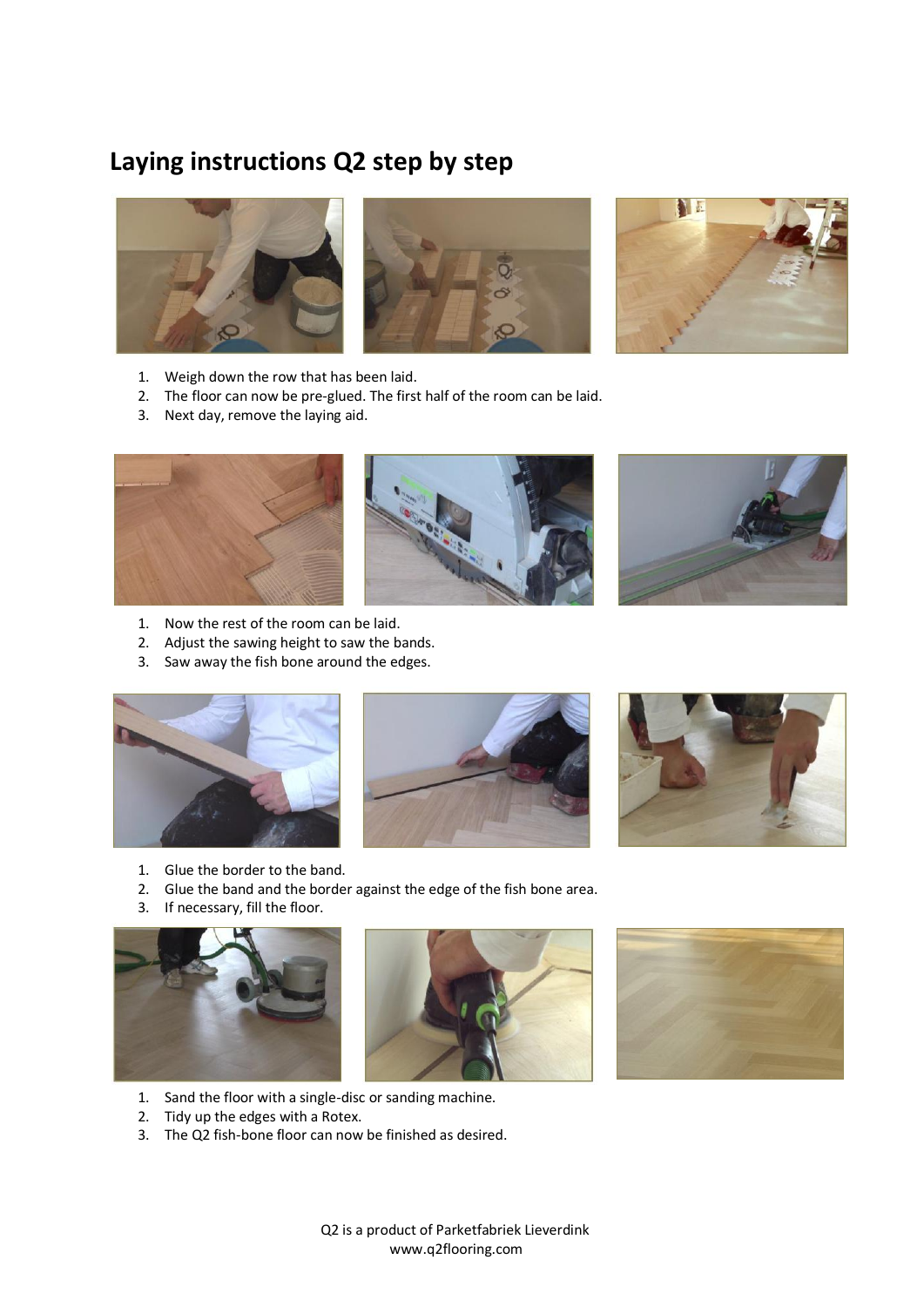## Laying instructions Q2 step by step

1. Weigh down the row that has been laid.
2. The floor can now be pre-glued. The first half of the room can be laid.
3. Next day, remove the laying aid.

1. Now the rest of the room can be laid.
2. Adjust the sawing height to saw the bands.
3. Saw away the fish bone around the edges.

1. Glue the border to the band.
2. Glue the band and the border against the edge of the fish bone area.
3. If necessary, fill the floor.

1. Sand the floor with a single-disc or sanding machine.
2. Tidy up the edges with a Rotex.
3. The Q2 fish-bone floor can now be finished as desired.

Q2 is a product of Parketfabriek Lieverdink
www.q2flooring.com